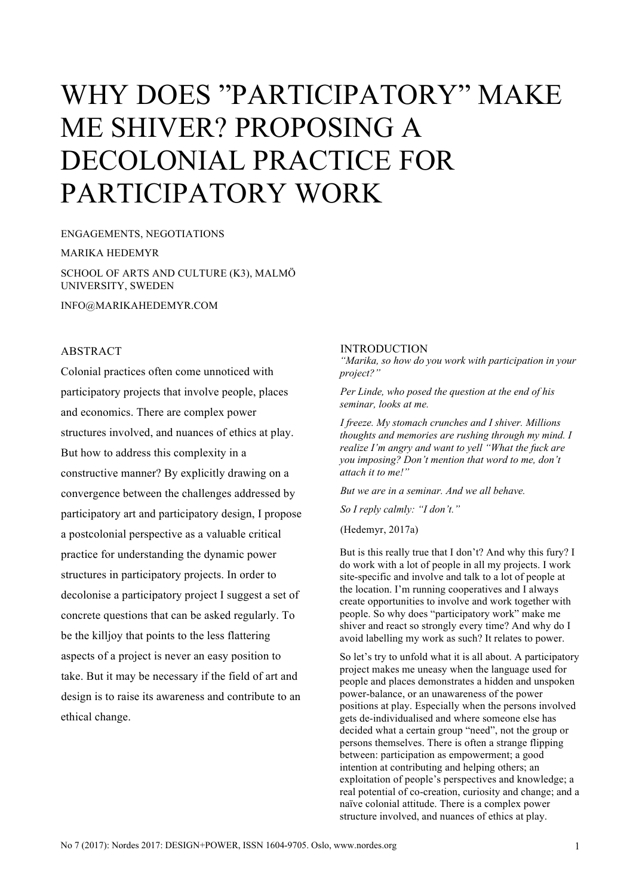# WHY DOES "PARTICIPATORY" MAKE ME SHIVER? PROPOSING A DECOLONIAL PRACTICE FOR PARTICIPATORY WORK

ENGAGEMENTS, NEGOTIATIONS

MARIKA HEDEMYR

SCHOOL OF ARTS AND CULTURE (K3), MALMÖ UNIVERSITY, SWEDEN

INFO@MARIKAHEDEMYR.COM

## ABSTRACT

Colonial practices often come unnoticed with participatory projects that involve people, places and economics. There are complex power structures involved, and nuances of ethics at play. But how to address this complexity in a constructive manner? By explicitly drawing on a convergence between the challenges addressed by participatory art and participatory design, I propose a postcolonial perspective as a valuable critical practice for understanding the dynamic power structures in participatory projects. In order to decolonise a participatory project I suggest a set of concrete questions that can be asked regularly. To be the killjoy that points to the less flattering aspects of a project is never an easy position to take. But it may be necessary if the field of art and design is to raise its awareness and contribute to an ethical change.

## INTRODUCTION

*"Marika, so how do you work with participation in your project?"*

*Per Linde, who posed the question at the end of his seminar, looks at me.*

*I freeze. My stomach crunches and I shiver. Millions thoughts and memories are rushing through my mind. I realize I'm angry and want to yell "What the fuck are you imposing? Don't mention that word to me, don't attach it to me!"*

*But we are in a seminar. And we all behave.*

*So I reply calmly: "I don't."*

(Hedemyr, 2017a)

But is this really true that I don't? And why this fury? I do work with a lot of people in all my projects. I work site-specific and involve and talk to a lot of people at the location. I'm running cooperatives and I always create opportunities to involve and work together with people. So why does "participatory work" make me shiver and react so strongly every time? And why do I avoid labelling my work as such? It relates to power.

So let's try to unfold what it is all about. A participatory project makes me uneasy when the language used for people and places demonstrates a hidden and unspoken power-balance, or an unawareness of the power positions at play. Especially when the persons involved gets de-individualised and where someone else has decided what a certain group "need", not the group or persons themselves. There is often a strange flipping between: participation as empowerment; a good intention at contributing and helping others; an exploitation of people's perspectives and knowledge; a real potential of co-creation, curiosity and change; and a naïve colonial attitude. There is a complex power structure involved, and nuances of ethics at play.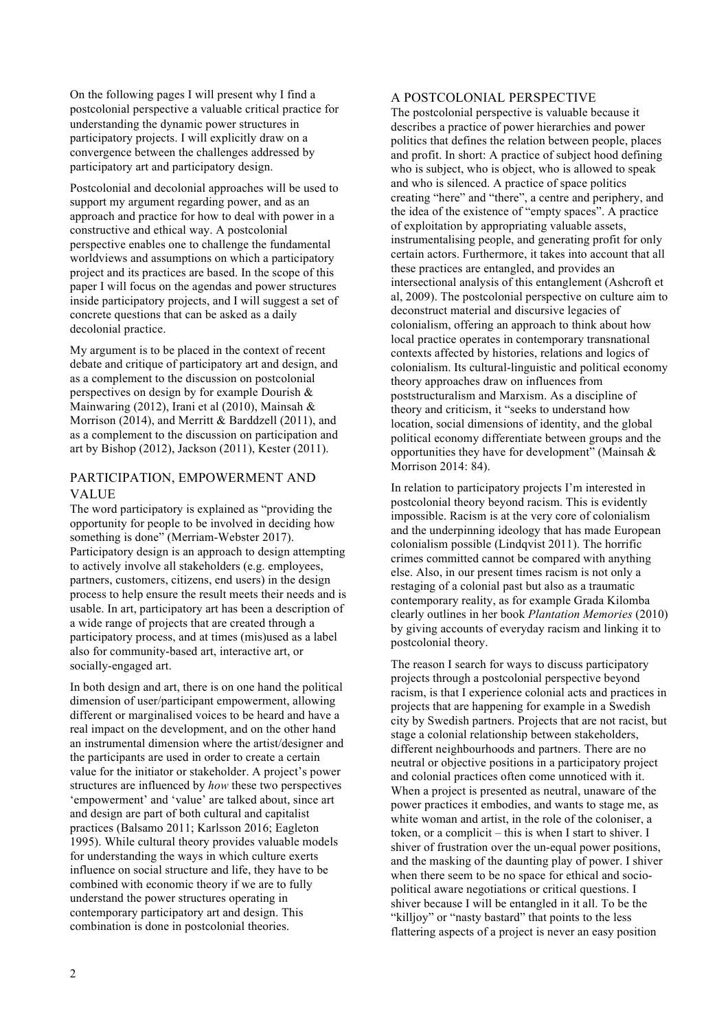On the following pages I will present why I find a postcolonial perspective a valuable critical practice for understanding the dynamic power structures in participatory projects. I will explicitly draw on a convergence between the challenges addressed by participatory art and participatory design.

Postcolonial and decolonial approaches will be used to support my argument regarding power, and as an approach and practice for how to deal with power in a constructive and ethical way. A postcolonial perspective enables one to challenge the fundamental worldviews and assumptions on which a participatory project and its practices are based. In the scope of this paper I will focus on the agendas and power structures inside participatory projects, and I will suggest a set of concrete questions that can be asked as a daily decolonial practice.

My argument is to be placed in the context of recent debate and critique of participatory art and design, and as a complement to the discussion on postcolonial perspectives on design by for example Dourish & Mainwaring (2012), Irani et al (2010), Mainsah & Morrison (2014), and Merritt & Barddzell (2011), and as a complement to the discussion on participation and art by Bishop (2012), Jackson (2011), Kester (2011).

## PARTICIPATION, EMPOWERMENT AND VALUE

The word participatory is explained as "providing the opportunity for people to be involved in deciding how something is done" (Merriam-Webster 2017). Participatory design is an approach to design attempting to actively involve all stakeholders (e.g. employees, partners, customers, citizens, end users) in the design process to help ensure the result meets their needs and is usable. In art, participatory art has been a description of a wide range of projects that are created through a participatory process, and at times (mis)used as a label also for community-based art, interactive art, or socially-engaged art.

In both design and art, there is on one hand the political dimension of user/participant empowerment, allowing different or marginalised voices to be heard and have a real impact on the development, and on the other hand an instrumental dimension where the artist/designer and the participants are used in order to create a certain value for the initiator or stakeholder. A project's power structures are influenced by *how* these two perspectives 'empowerment' and 'value' are talked about, since art and design are part of both cultural and capitalist practices (Balsamo 2011; Karlsson 2016; Eagleton 1995). While cultural theory provides valuable models for understanding the ways in which culture exerts influence on social structure and life, they have to be combined with economic theory if we are to fully understand the power structures operating in contemporary participatory art and design. This combination is done in postcolonial theories.

## A POSTCOLONIAL PERSPECTIVE

The postcolonial perspective is valuable because it describes a practice of power hierarchies and power politics that defines the relation between people, places and profit. In short: A practice of subject hood defining who is subject, who is object, who is allowed to speak and who is silenced. A practice of space politics creating "here" and "there", a centre and periphery, and the idea of the existence of "empty spaces". A practice of exploitation by appropriating valuable assets, instrumentalising people, and generating profit for only certain actors. Furthermore, it takes into account that all these practices are entangled, and provides an intersectional analysis of this entanglement (Ashcroft et al, 2009). The postcolonial perspective on culture aim to deconstruct material and discursive legacies of colonialism, offering an approach to think about how local practice operates in contemporary transnational contexts affected by histories, relations and logics of colonialism. Its cultural-linguistic and political economy theory approaches draw on influences from poststructuralism and Marxism. As a discipline of theory and criticism, it "seeks to understand how location, social dimensions of identity, and the global political economy differentiate between groups and the opportunities they have for development" (Mainsah & Morrison 2014: 84).

In relation to participatory projects I'm interested in postcolonial theory beyond racism. This is evidently impossible. Racism is at the very core of colonialism and the underpinning ideology that has made European colonialism possible (Lindqvist 2011). The horrific crimes committed cannot be compared with anything else. Also, in our present times racism is not only a restaging of a colonial past but also as a traumatic contemporary reality, as for example Grada Kilomba clearly outlines in her book *Plantation Memories* (2010) by giving accounts of everyday racism and linking it to postcolonial theory.

The reason I search for ways to discuss participatory projects through a postcolonial perspective beyond racism, is that I experience colonial acts and practices in projects that are happening for example in a Swedish city by Swedish partners. Projects that are not racist, but stage a colonial relationship between stakeholders, different neighbourhoods and partners. There are no neutral or objective positions in a participatory project and colonial practices often come unnoticed with it. When a project is presented as neutral, unaware of the power practices it embodies, and wants to stage me, as white woman and artist, in the role of the coloniser, a token, or a complicit – this is when I start to shiver. I shiver of frustration over the un-equal power positions, and the masking of the daunting play of power. I shiver when there seem to be no space for ethical and socio-political aware negotiations or critical questions. I shiver because I will be entangled in it all. To be the "killjoy" or "nasty bastard" that points to the less flattering aspects of a project is never an easy position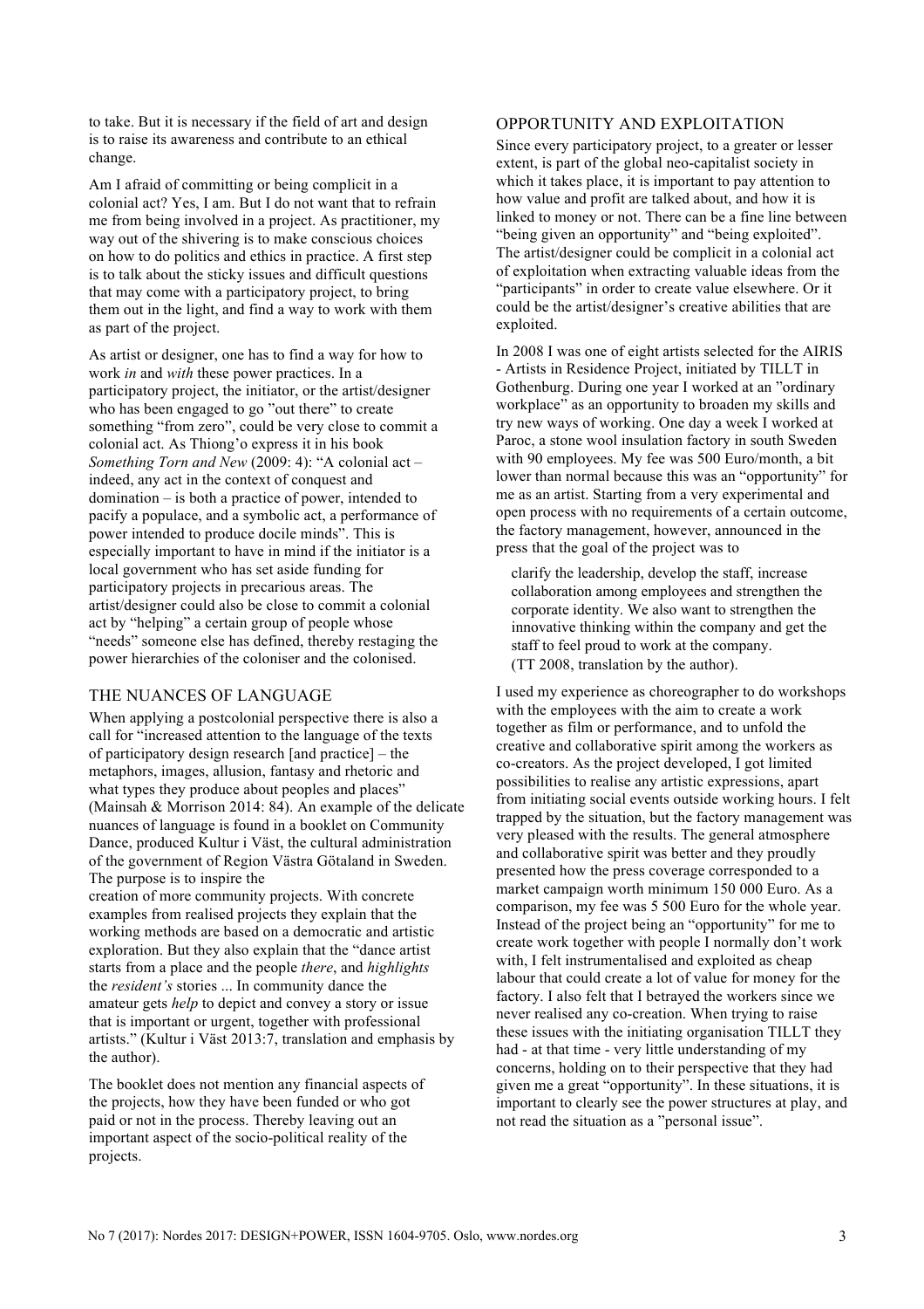to take. But it is necessary if the field of art and design is to raise its awareness and contribute to an ethical change.

Am I afraid of committing or being complicit in a colonial act? Yes, I am. But I do not want that to refrain me from being involved in a project. As practitioner, my way out of the shivering is to make conscious choices on how to do politics and ethics in practice. A first step is to talk about the sticky issues and difficult questions that may come with a participatory project, to bring them out in the light, and find a way to work with them as part of the project.

As artist or designer, one has to find a way for how to work *in* and *with* these power practices. In a participatory project, the initiator, or the artist/designer who has been engaged to go "out there" to create something "from zero", could be very close to commit a colonial act. As Thiong'o express it in his book *Something Torn and New* (2009: 4): "A colonial act – indeed, any act in the context of conquest and domination – is both a practice of power, intended to pacify a populace, and a symbolic act, a performance of power intended to produce docile minds". This is especially important to have in mind if the initiator is a local government who has set aside funding for participatory projects in precarious areas. The artist/designer could also be close to commit a colonial act by "helping" a certain group of people whose "needs" someone else has defined, thereby restaging the power hierarchies of the coloniser and the colonised.

## THE NUANCES OF LANGUAGE

When applying a postcolonial perspective there is also a call for "increased attention to the language of the texts of participatory design research [and practice] – the metaphors, images, allusion, fantasy and rhetoric and what types they produce about peoples and places" (Mainsah & Morrison 2014: 84). An example of the delicate nuances of language is found in a booklet on Community Dance, produced Kultur i Väst, the cultural administration of the government of Region Västra Götaland in Sweden. The purpose is to inspire the creation of more community projects. With concrete examples from realised projects they explain that the working methods are based on a democratic and artistic exploration. But they also explain that the "dance artist starts from a place and the people *there*, and *highlights* the *resident's* stories ... In community dance the amateur gets *help* to depict and convey a story or issue that is important or urgent, together with professional artists." (Kultur i Väst 2013:7, translation and emphasis by the author).

The booklet does not mention any financial aspects of the projects, how they have been funded or who got paid or not in the process. Thereby leaving out an important aspect of the socio-political reality of the projects.

## OPPORTUNITY AND EXPLOITATION

Since every participatory project, to a greater or lesser extent, is part of the global neo-capitalist society in which it takes place, it is important to pay attention to how value and profit are talked about, and how it is linked to money or not. There can be a fine line between "being given an opportunity" and "being exploited". The artist/designer could be complicit in a colonial act of exploitation when extracting valuable ideas from the "participants" in order to create value elsewhere. Or it could be the artist/designer's creative abilities that are exploited.

In 2008 I was one of eight artists selected for the AIRIS - Artists in Residence Project, initiated by TILLT in Gothenburg. During one year I worked at an "ordinary workplace" as an opportunity to broaden my skills and try new ways of working. One day a week I worked at Paroc, a stone wool insulation factory in south Sweden with 90 employees. My fee was 500 Euro/month, a bit lower than normal because this was an "opportunity" for me as an artist. Starting from a very experimental and open process with no requirements of a certain outcome, the factory management, however, announced in the press that the goal of the project was to

> clarify the leadership, develop the staff, increase collaboration among employees and strengthen the corporate identity. We also want to strengthen the innovative thinking within the company and get the staff to feel proud to work at the company. (TT 2008, translation by the author).

I used my experience as choreographer to do workshops with the employees with the aim to create a work together as film or performance, and to unfold the creative and collaborative spirit among the workers as co-creators. As the project developed, I got limited possibilities to realise any artistic expressions, apart from initiating social events outside working hours. I felt trapped by the situation, but the factory management was very pleased with the results. The general atmosphere and collaborative spirit was better and they proudly presented how the press coverage corresponded to a market campaign worth minimum 150 000 Euro. As a comparison, my fee was 5 500 Euro for the whole year. Instead of the project being an "opportunity" for me to create work together with people I normally don't work with, I felt instrumentalised and exploited as cheap labour that could create a lot of value for money for the factory. I also felt that I betrayed the workers since we never realised any co-creation. When trying to raise these issues with the initiating organisation TILLT they had - at that time - very little understanding of my concerns, holding on to their perspective that they had given me a great "opportunity". In these situations, it is important to clearly see the power structures at play, and not read the situation as a "personal issue".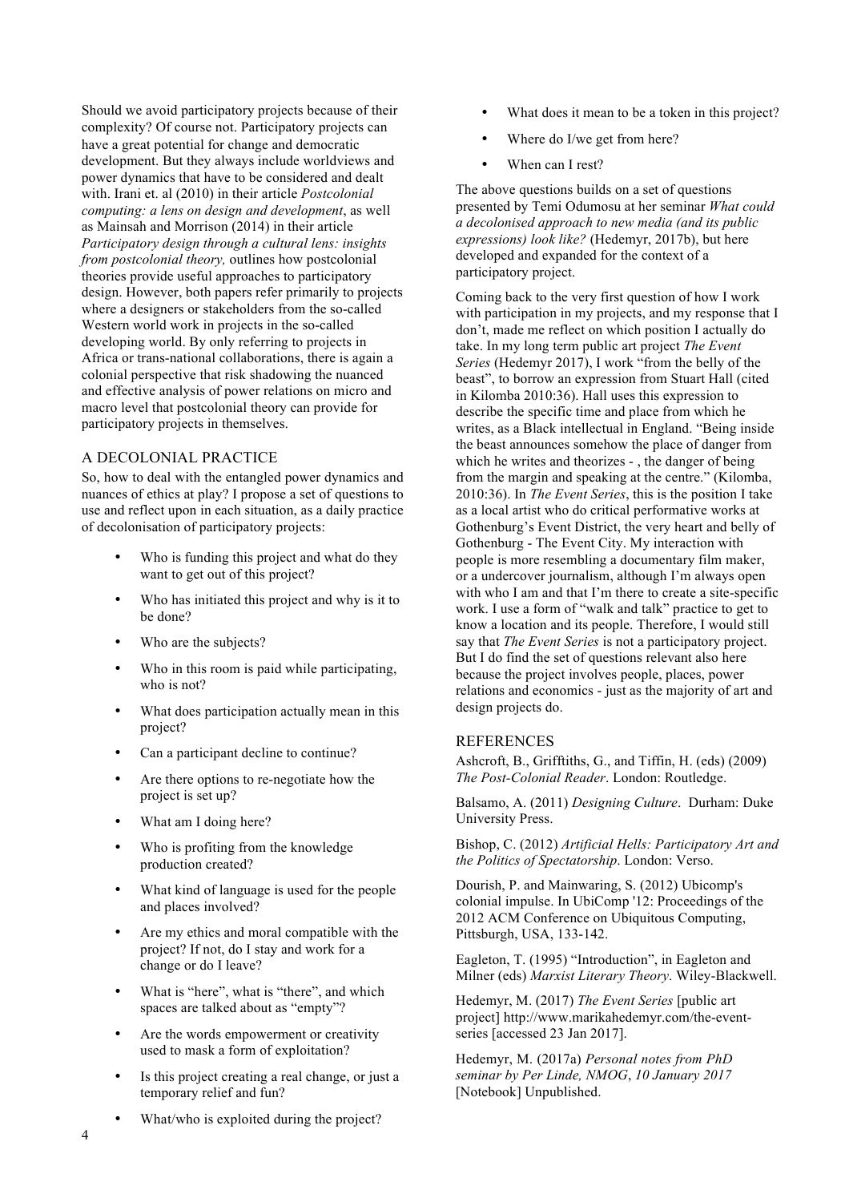Should we avoid participatory projects because of their complexity? Of course not. Participatory projects can have a great potential for change and democratic development. But they always include worldviews and power dynamics that have to be considered and dealt with. Irani et. al (2010) in their article *Postcolonial computing: a lens on design and development*, as well as Mainsah and Morrison (2014) in their article *Participatory design through a cultural lens: insights from postcolonial theory,* outlines how postcolonial theories provide useful approaches to participatory design. However, both papers refer primarily to projects where a designers or stakeholders from the so-called Western world work in projects in the so-called developing world. By only referring to projects in Africa or trans-national collaborations, there is again a colonial perspective that risk shadowing the nuanced and effective analysis of power relations on micro and macro level that postcolonial theory can provide for participatory projects in themselves.

## A DECOLONIAL PRACTICE

So, how to deal with the entangled power dynamics and nuances of ethics at play? I propose a set of questions to use and reflect upon in each situation, as a daily practice of decolonisation of participatory projects:

- Who is funding this project and what do they want to get out of this project?
- Who has initiated this project and why is it to be done?
- Who are the subjects?
- Who in this room is paid while participating, who is not?
- What does participation actually mean in this project?
- Can a participant decline to continue?
- Are there options to re-negotiate how the project is set up?
- What am I doing here?
- Who is profiting from the knowledge production created?
- What kind of language is used for the people and places involved?
- Are my ethics and moral compatible with the project? If not, do I stay and work for a change or do I leave?
- What is "here", what is "there", and which spaces are talked about as "empty"?
- Are the words empowerment or creativity used to mask a form of exploitation?
- Is this project creating a real change, or just a temporary relief and fun?
- What/who is exploited during the project?
- What does it mean to be a token in this project?
- Where do I/we get from here?
- When can I rest?

The above questions builds on a set of questions presented by Temi Odumosu at her seminar *What could a decolonised approach to new media (and its public expressions) look like?* (Hedemyr, 2017b), but here developed and expanded for the context of a participatory project.

Coming back to the very first question of how I work with participation in my projects, and my response that I don't, made me reflect on which position I actually do take. In my long term public art project *The Event Series* (Hedemyr 2017), I work "from the belly of the beast", to borrow an expression from Stuart Hall (cited in Kilomba 2010:36). Hall uses this expression to describe the specific time and place from which he writes, as a Black intellectual in England. "Being inside the beast announces somehow the place of danger from which he writes and theorizes - , the danger of being from the margin and speaking at the centre." (Kilomba, 2010:36). In *The Event Series*, this is the position I take as a local artist who do critical performative works at Gothenburg's Event District, the very heart and belly of Gothenburg - The Event City. My interaction with people is more resembling a documentary film maker, or a undercover journalism, although I'm always open with who I am and that I'm there to create a site-specific work. I use a form of "walk and talk" practice to get to know a location and its people. Therefore, I would still say that *The Event Series* is not a participatory project. But I do find the set of questions relevant also here because the project involves people, places, power relations and economics - just as the majority of art and design projects do.

## REFERENCES

Ashcroft, B., Grifftiths, G., and Tiffin, H. (eds) (2009) *The Post-Colonial Reader*. London: Routledge.

Balsamo, A. (2011) *Designing Culture*. Durham: Duke University Press.

Bishop, C. (2012) *Artificial Hells: Participatory Art and the Politics of Spectatorship*. London: Verso.

Dourish, P. and Mainwaring, S. (2012) Ubicomp's colonial impulse. In UbiComp '12: Proceedings of the 2012 ACM Conference on Ubiquitous Computing, Pittsburgh, USA, 133-142.

Eagleton, T. (1995) "Introduction", in Eagleton and Milner (eds) *Marxist Literary Theory*. Wiley-Blackwell.

Hedemyr, M. (2017) *The Event Series* [public art project] http://www.marikahedemyr.com/the-event-series [accessed 23 Jan 2017].

Hedemyr, M. (2017a) *Personal notes from PhD seminar by Per Linde, NMOG*, *10 January 2017* [Notebook] Unpublished.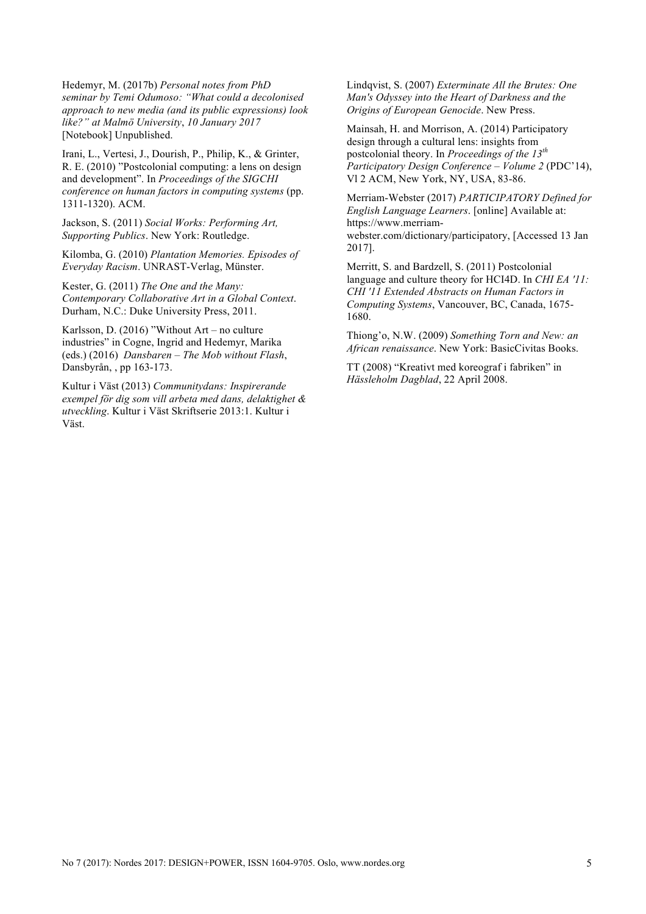Hedemyr, M. (2017b) *Personal notes from PhD seminar by Temi Odumoso: "What could a decolonised approach to new media (and its public expressions) look like?" at Malmö University*, *10 January 2017* [Notebook] Unpublished.

Irani, L., Vertesi, J., Dourish, P., Philip, K., & Grinter, R. E. (2010) "Postcolonial computing: a lens on design and development". In *Proceedings of the SIGCHI conference on human factors in computing systems* (pp. 1311-1320). ACM.

Jackson, S. (2011) *Social Works: Performing Art, Supporting Publics*. New York: Routledge.

Kilomba, G. (2010) *Plantation Memories. Episodes of Everyday Racism*. UNRAST-Verlag, Münster.

Kester, G. (2011) *The One and the Many: Contemporary Collaborative Art in a Global Context*. Durham, N.C.: Duke University Press, 2011.

Karlsson, D. (2016) "Without Art – no culture industries" in Cogne, Ingrid and Hedemyr, Marika (eds.) (2016) *Dansbaren – The Mob without Flash*, Dansbyrån, , pp 163-173.

Kultur i Väst (2013) *Communitydans: Inspirerande exempel för dig som vill arbeta med dans, delaktighet & utveckling*. Kultur i Väst Skriftserie 2013:1. Kultur i Väst.

Lindqvist, S. (2007) *Exterminate All the Brutes: One Man's Odyssey into the Heart of Darkness and the Origins of European Genocide*. New Press.

Mainsah, H. and Morrison, A. (2014) Participatory design through a cultural lens: insights from postcolonial theory. In *Proceedings of the 13th Participatory Design Conference – Volume 2* (PDC'14), Vl 2 ACM, New York, NY, USA, 83-86.

Merriam-Webster (2017) *PARTICIPATORY Defined for English Language Learners*. [online] Available at: https://www.merriam-webster.com/dictionary/participatory, [Accessed 13 Jan 2017].

Merritt, S. and Bardzell, S. (2011) Postcolonial language and culture theory for HCI4D. In *CHI EA '11: CHI '11 Extended Abstracts on Human Factors in Computing Systems*, Vancouver, BC, Canada, 1675-1680.

Thiong'o, N.W. (2009) *Something Torn and New: an African renaissance*. New York: BasicCivitas Books.

TT (2008) "Kreativt med koreograf i fabriken" in *Hässleholm Dagblad*, 22 April 2008.